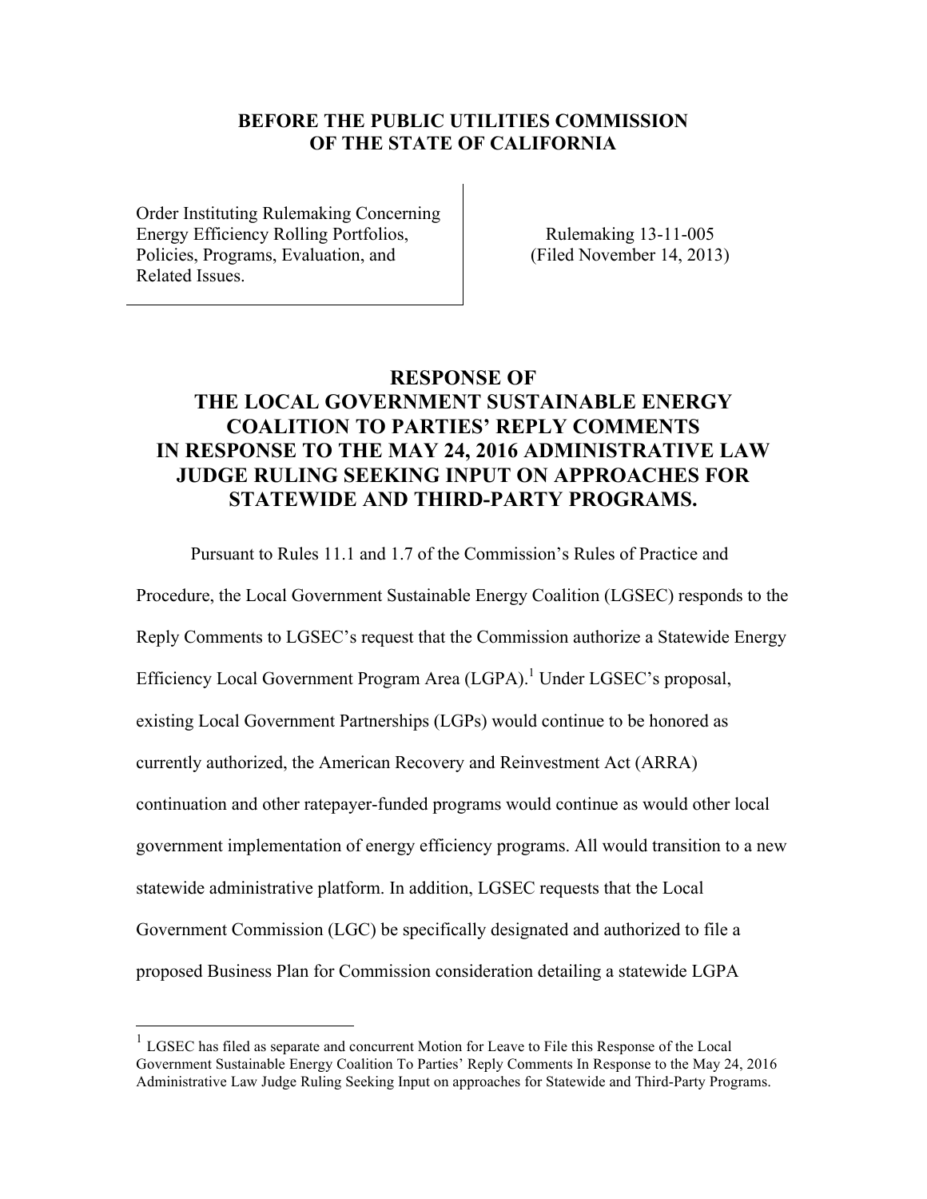**BEFORE THE PUBLIC UTILITIES COMMISSION OF THE STATE OF CALIFORNIA**

| Order Instituting Rulemaking Concerning Energy Efficiency Rolling Portfolios, Policies, Programs, Evaluation, and Related Issues. | Rulemaking 13-11-005 (Filed November 14, 2013) |
| --- | --- |

# RESPONSE OF THE LOCAL GOVERNMENT SUSTAINABLE ENERGY COALITION TO PARTIES' REPLY COMMENTS IN RESPONSE TO THE MAY 24, 2016 ADMINISTRATIVE LAW JUDGE RULING SEEKING INPUT ON APPROACHES FOR STATEWIDE AND THIRD-PARTY PROGRAMS.

Pursuant to Rules 11.1 and 1.7 of the Commission's Rules of Practice and Procedure, the Local Government Sustainable Energy Coalition (LGSEC) responds to the Reply Comments to LGSEC's request that the Commission authorize a Statewide Energy Efficiency Local Government Program Area (LGPA).[1] Under LGSEC's proposal, existing Local Government Partnerships (LGPs) would continue to be honored as currently authorized, the American Recovery and Reinvestment Act (ARRA) continuation and other ratepayer-funded programs would continue as would other local government implementation of energy efficiency programs. All would transition to a new statewide administrative platform. In addition, LGSEC requests that the Local Government Commission (LGC) be specifically designated and authorized to file a proposed Business Plan for Commission consideration detailing a statewide LGPA

[1] LGSEC has filed as separate and concurrent Motion for Leave to File this Response of the Local Government Sustainable Energy Coalition To Parties' Reply Comments In Response to the May 24, 2016 Administrative Law Judge Ruling Seeking Input on approaches for Statewide and Third-Party Programs.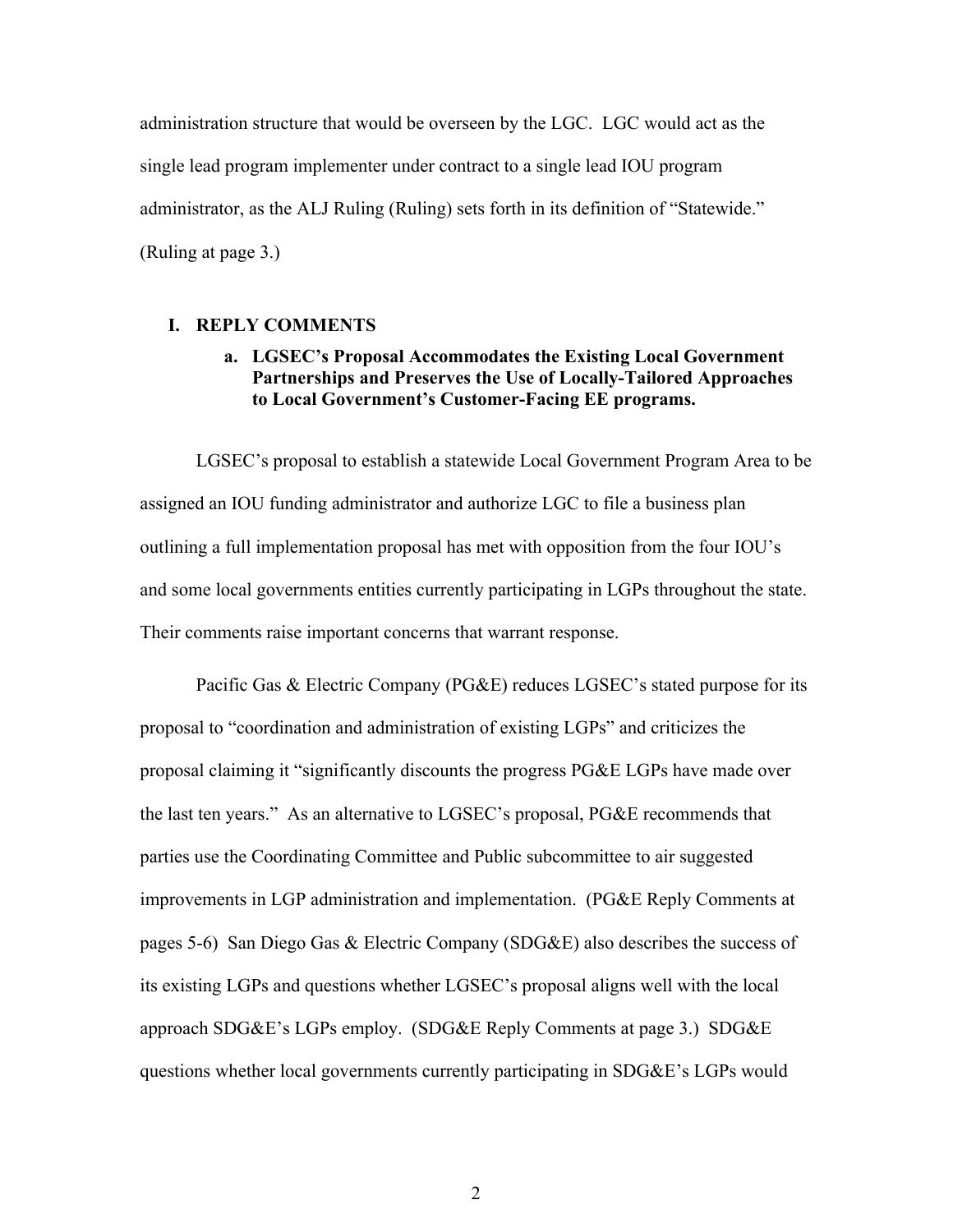administration structure that would be overseen by the LGC. LGC would act as the single lead program implementer under contract to a single lead IOU program administrator, as the ALJ Ruling (Ruling) sets forth in its definition of "Statewide." (Ruling at page 3.)

## I. REPLY COMMENTS

### a. LGSEC's Proposal Accommodates the Existing Local Government Partnerships and Preserves the Use of Locally-Tailored Approaches to Local Government's Customer-Facing EE programs.

LGSEC's proposal to establish a statewide Local Government Program Area to be assigned an IOU funding administrator and authorize LGC to file a business plan outlining a full implementation proposal has met with opposition from the four IOU's and some local governments entities currently participating in LGPs throughout the state. Their comments raise important concerns that warrant response.

Pacific Gas & Electric Company (PG&E) reduces LGSEC's stated purpose for its proposal to "coordination and administration of existing LGPs" and criticizes the proposal claiming it "significantly discounts the progress PG&E LGPs have made over the last ten years." As an alternative to LGSEC's proposal, PG&E recommends that parties use the Coordinating Committee and Public subcommittee to air suggested improvements in LGP administration and implementation. (PG&E Reply Comments at pages 5-6) San Diego Gas & Electric Company (SDG&E) also describes the success of its existing LGPs and questions whether LGSEC's proposal aligns well with the local approach SDG&E's LGPs employ. (SDG&E Reply Comments at page 3.) SDG&E questions whether local governments currently participating in SDG&E's LGPs would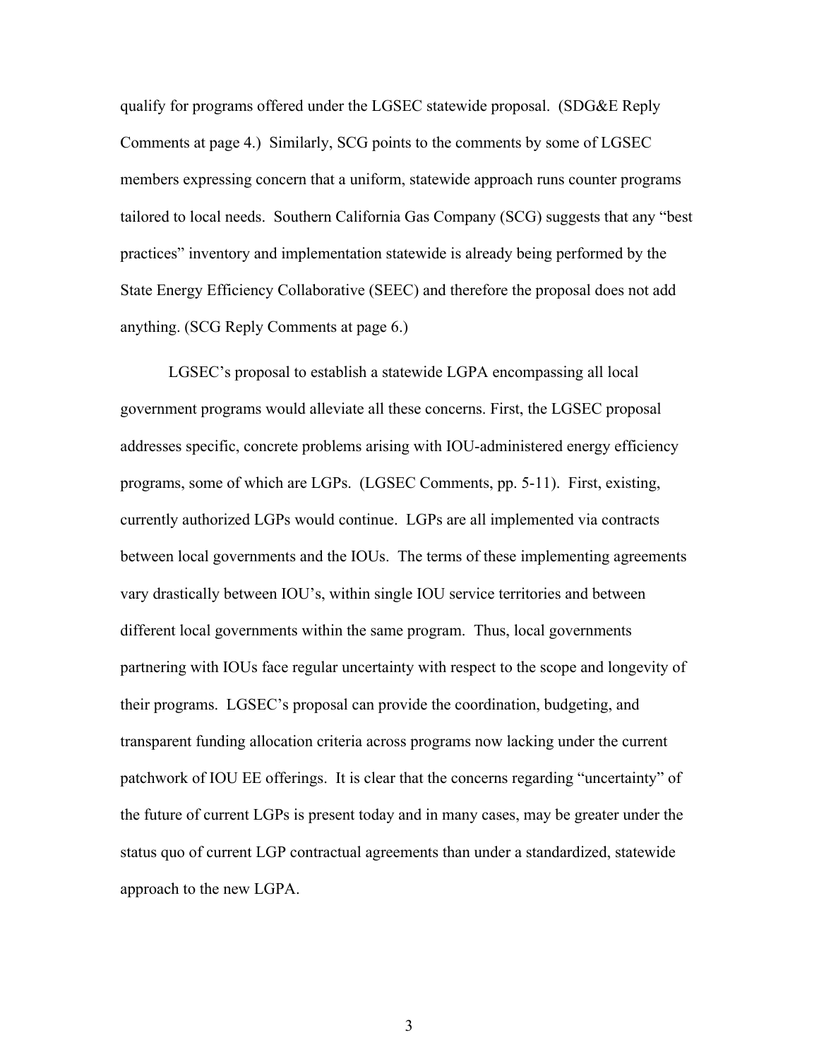qualify for programs offered under the LGSEC statewide proposal. (SDG&E Reply Comments at page 4.) Similarly, SCG points to the comments by some of LGSEC members expressing concern that a uniform, statewide approach runs counter programs tailored to local needs. Southern California Gas Company (SCG) suggests that any "best practices" inventory and implementation statewide is already being performed by the State Energy Efficiency Collaborative (SEEC) and therefore the proposal does not add anything. (SCG Reply Comments at page 6.)

LGSEC's proposal to establish a statewide LGPA encompassing all local government programs would alleviate all these concerns. First, the LGSEC proposal addresses specific, concrete problems arising with IOU-administered energy efficiency programs, some of which are LGPs. (LGSEC Comments, pp. 5-11). First, existing, currently authorized LGPs would continue. LGPs are all implemented via contracts between local governments and the IOUs. The terms of these implementing agreements vary drastically between IOU's, within single IOU service territories and between different local governments within the same program. Thus, local governments partnering with IOUs face regular uncertainty with respect to the scope and longevity of their programs. LGSEC's proposal can provide the coordination, budgeting, and transparent funding allocation criteria across programs now lacking under the current patchwork of IOU EE offerings. It is clear that the concerns regarding "uncertainty" of the future of current LGPs is present today and in many cases, may be greater under the status quo of current LGP contractual agreements than under a standardized, statewide approach to the new LGPA.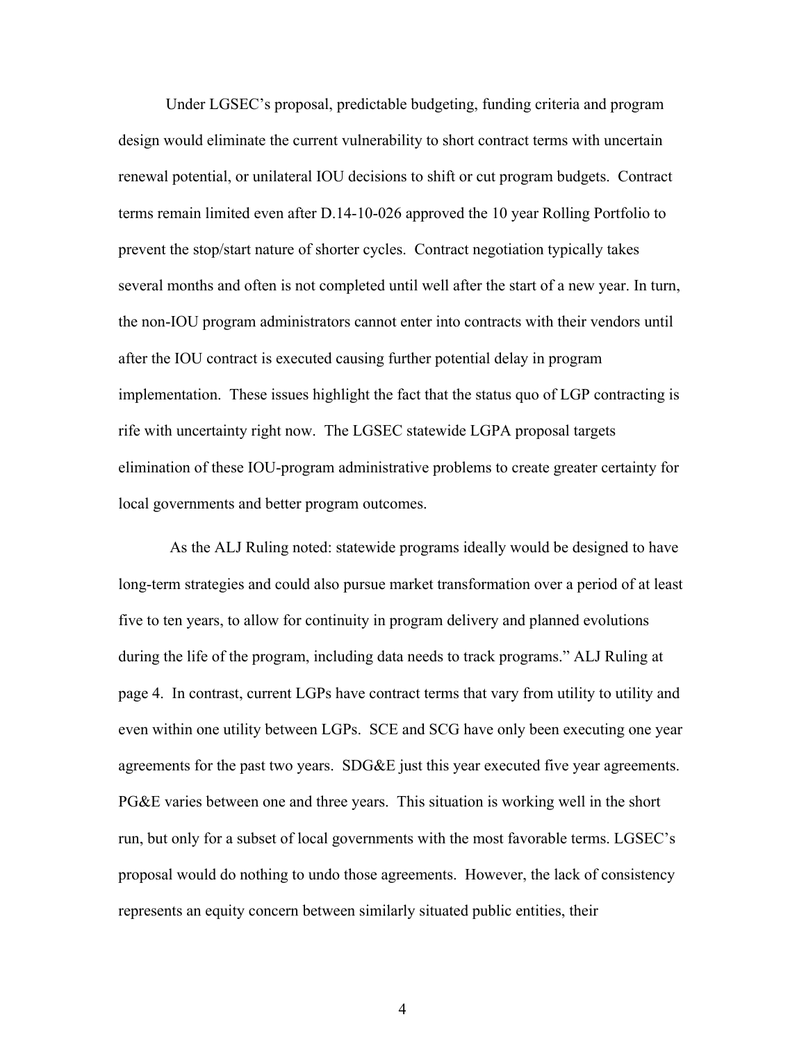Under LGSEC's proposal, predictable budgeting, funding criteria and program design would eliminate the current vulnerability to short contract terms with uncertain renewal potential, or unilateral IOU decisions to shift or cut program budgets. Contract terms remain limited even after D.14-10-026 approved the 10 year Rolling Portfolio to prevent the stop/start nature of shorter cycles. Contract negotiation typically takes several months and often is not completed until well after the start of a new year. In turn, the non-IOU program administrators cannot enter into contracts with their vendors until after the IOU contract is executed causing further potential delay in program implementation. These issues highlight the fact that the status quo of LGP contracting is rife with uncertainty right now. The LGSEC statewide LGPA proposal targets elimination of these IOU-program administrative problems to create greater certainty for local governments and better program outcomes.

As the ALJ Ruling noted: statewide programs ideally would be designed to have long-term strategies and could also pursue market transformation over a period of at least five to ten years, to allow for continuity in program delivery and planned evolutions during the life of the program, including data needs to track programs." ALJ Ruling at page 4. In contrast, current LGPs have contract terms that vary from utility to utility and even within one utility between LGPs. SCE and SCG have only been executing one year agreements for the past two years. SDG&E just this year executed five year agreements. PG&E varies between one and three years. This situation is working well in the short run, but only for a subset of local governments with the most favorable terms. LGSEC's proposal would do nothing to undo those agreements. However, the lack of consistency represents an equity concern between similarly situated public entities, their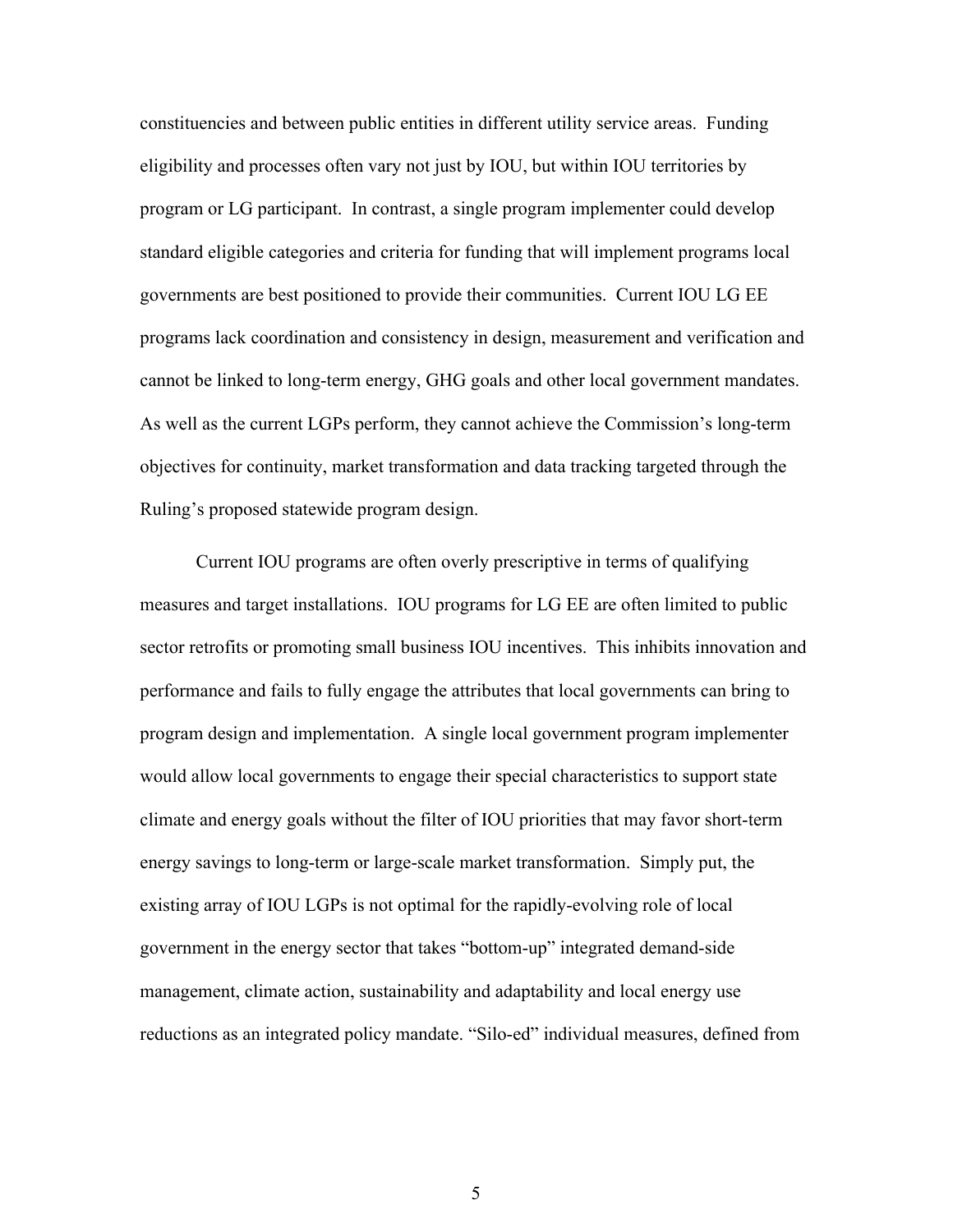constituencies and between public entities in different utility service areas. Funding eligibility and processes often vary not just by IOU, but within IOU territories by program or LG participant. In contrast, a single program implementer could develop standard eligible categories and criteria for funding that will implement programs local governments are best positioned to provide their communities. Current IOU LG EE programs lack coordination and consistency in design, measurement and verification and cannot be linked to long-term energy, GHG goals and other local government mandates. As well as the current LGPs perform, they cannot achieve the Commission's long-term objectives for continuity, market transformation and data tracking targeted through the Ruling's proposed statewide program design.

Current IOU programs are often overly prescriptive in terms of qualifying measures and target installations. IOU programs for LG EE are often limited to public sector retrofits or promoting small business IOU incentives. This inhibits innovation and performance and fails to fully engage the attributes that local governments can bring to program design and implementation. A single local government program implementer would allow local governments to engage their special characteristics to support state climate and energy goals without the filter of IOU priorities that may favor short-term energy savings to long-term or large-scale market transformation. Simply put, the existing array of IOU LGPs is not optimal for the rapidly-evolving role of local government in the energy sector that takes "bottom-up" integrated demand-side management, climate action, sustainability and adaptability and local energy use reductions as an integrated policy mandate. "Silo-ed" individual measures, defined from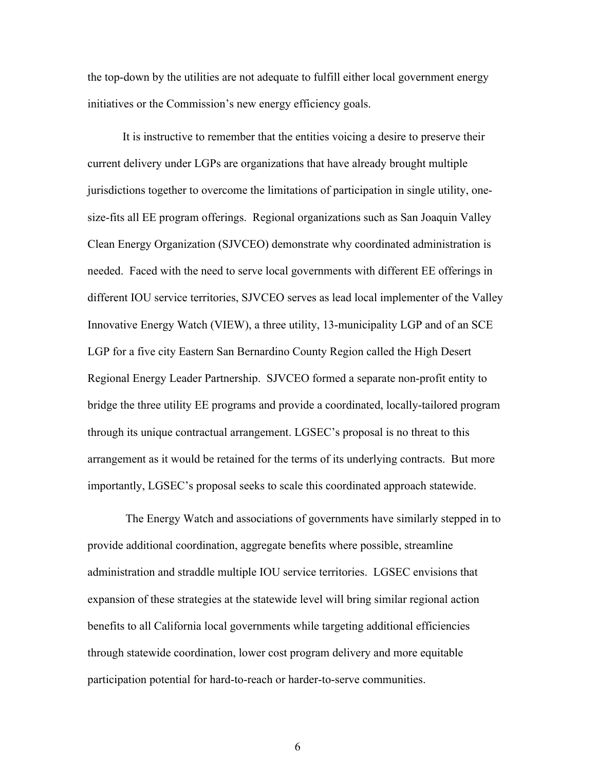the top-down by the utilities are not adequate to fulfill either local government energy initiatives or the Commission's new energy efficiency goals.

It is instructive to remember that the entities voicing a desire to preserve their current delivery under LGPs are organizations that have already brought multiple jurisdictions together to overcome the limitations of participation in single utility, one-size-fits all EE program offerings. Regional organizations such as San Joaquin Valley Clean Energy Organization (SJVCEO) demonstrate why coordinated administration is needed. Faced with the need to serve local governments with different EE offerings in different IOU service territories, SJVCEO serves as lead local implementer of the Valley Innovative Energy Watch (VIEW), a three utility, 13-municipality LGP and of an SCE LGP for a five city Eastern San Bernardino County Region called the High Desert Regional Energy Leader Partnership. SJVCEO formed a separate non-profit entity to bridge the three utility EE programs and provide a coordinated, locally-tailored program through its unique contractual arrangement. LGSEC's proposal is no threat to this arrangement as it would be retained for the terms of its underlying contracts. But more importantly, LGSEC's proposal seeks to scale this coordinated approach statewide.

The Energy Watch and associations of governments have similarly stepped in to provide additional coordination, aggregate benefits where possible, streamline administration and straddle multiple IOU service territories. LGSEC envisions that expansion of these strategies at the statewide level will bring similar regional action benefits to all California local governments while targeting additional efficiencies through statewide coordination, lower cost program delivery and more equitable participation potential for hard-to-reach or harder-to-serve communities.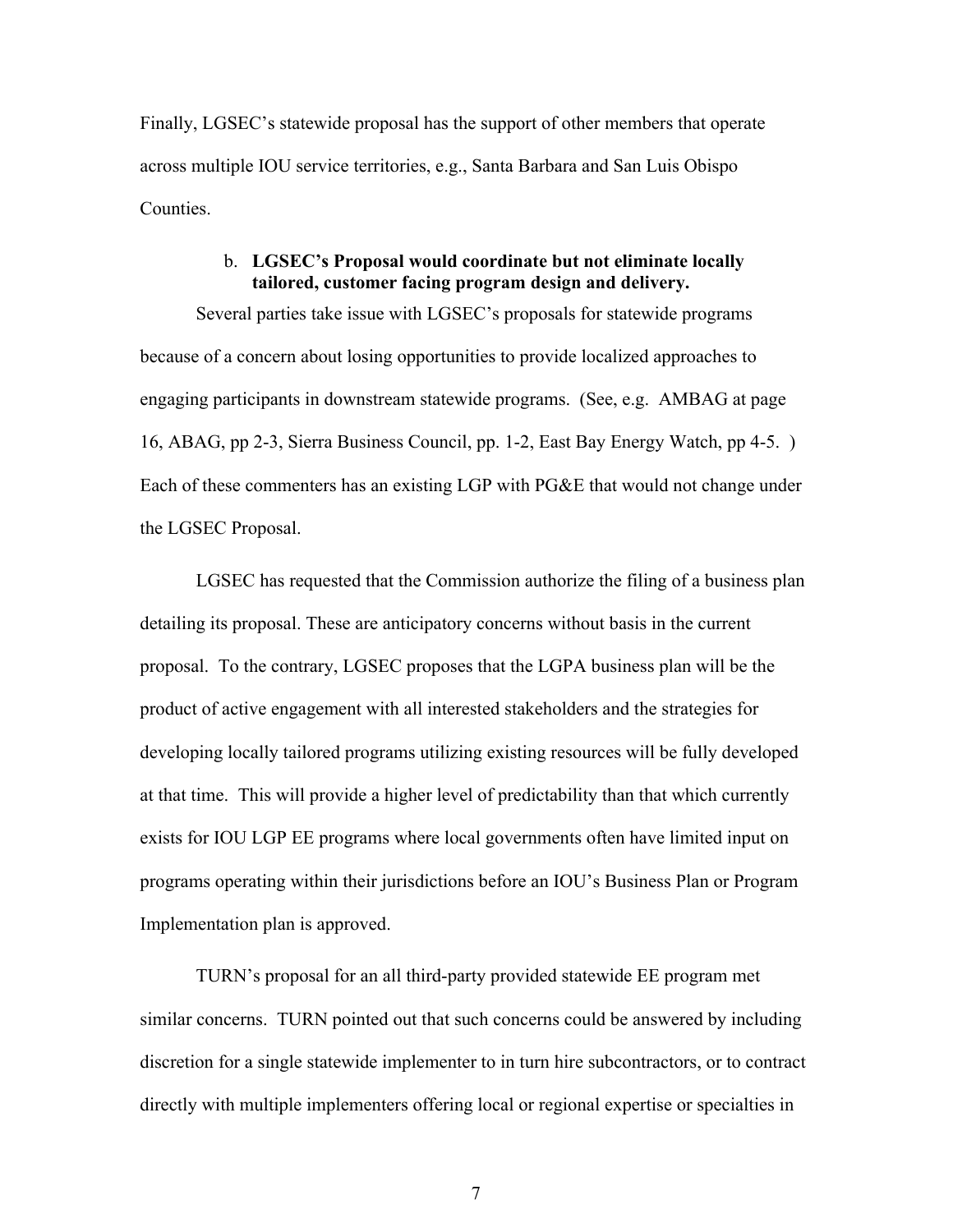Finally, LGSEC's statewide proposal has the support of other members that operate across multiple IOU service territories, e.g., Santa Barbara and San Luis Obispo Counties.

b. **LGSEC's Proposal would coordinate but not eliminate locally tailored, customer facing program design and delivery.**

Several parties take issue with LGSEC's proposals for statewide programs because of a concern about losing opportunities to provide localized approaches to engaging participants in downstream statewide programs. (See, e.g. AMBAG at page 16, ABAG, pp 2-3, Sierra Business Council, pp. 1-2, East Bay Energy Watch, pp 4-5. ) Each of these commenters has an existing LGP with PG&E that would not change under the LGSEC Proposal.

LGSEC has requested that the Commission authorize the filing of a business plan detailing its proposal. These are anticipatory concerns without basis in the current proposal. To the contrary, LGSEC proposes that the LGPA business plan will be the product of active engagement with all interested stakeholders and the strategies for developing locally tailored programs utilizing existing resources will be fully developed at that time. This will provide a higher level of predictability than that which currently exists for IOU LGP EE programs where local governments often have limited input on programs operating within their jurisdictions before an IOU's Business Plan or Program Implementation plan is approved.

TURN's proposal for an all third-party provided statewide EE program met similar concerns. TURN pointed out that such concerns could be answered by including discretion for a single statewide implementer to in turn hire subcontractors, or to contract directly with multiple implementers offering local or regional expertise or specialties in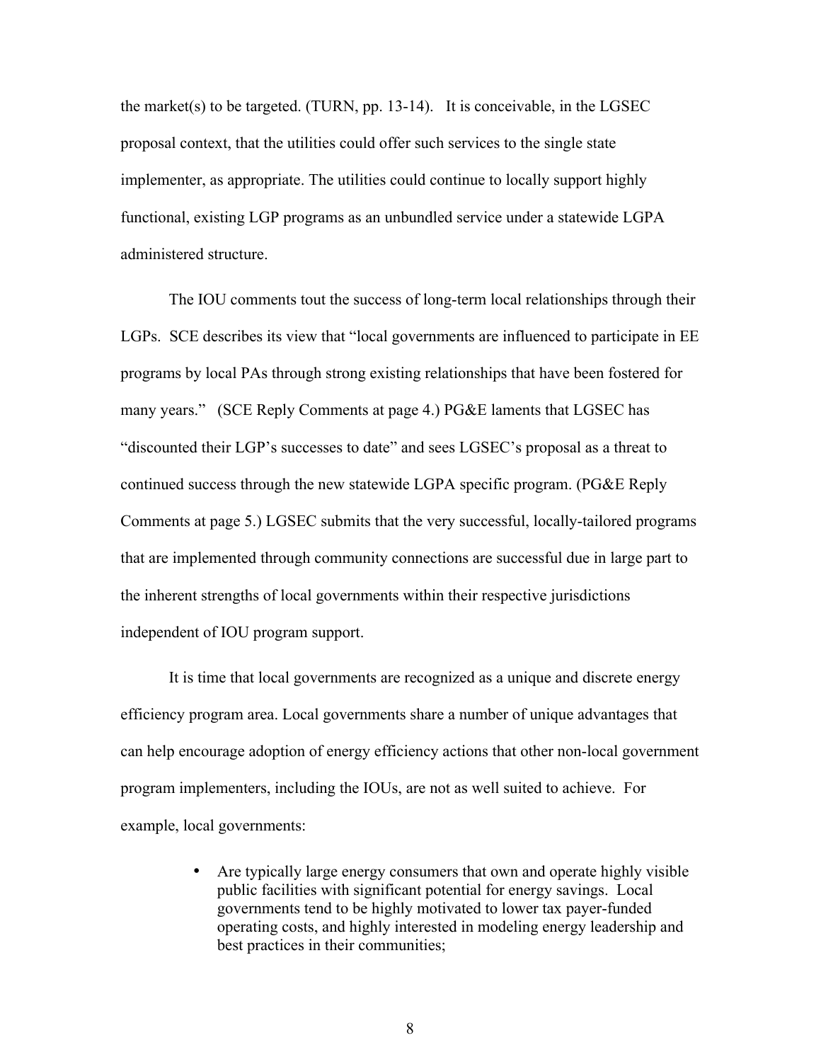the market(s) to be targeted. (TURN, pp. 13-14). It is conceivable, in the LGSEC proposal context, that the utilities could offer such services to the single state implementer, as appropriate. The utilities could continue to locally support highly functional, existing LGP programs as an unbundled service under a statewide LGPA administered structure.

The IOU comments tout the success of long-term local relationships through their LGPs. SCE describes its view that "local governments are influenced to participate in EE programs by local PAs through strong existing relationships that have been fostered for many years." (SCE Reply Comments at page 4.) PG&E laments that LGSEC has "discounted their LGP's successes to date" and sees LGSEC's proposal as a threat to continued success through the new statewide LGPA specific program. (PG&E Reply Comments at page 5.) LGSEC submits that the very successful, locally-tailored programs that are implemented through community connections are successful due in large part to the inherent strengths of local governments within their respective jurisdictions independent of IOU program support.

It is time that local governments are recognized as a unique and discrete energy efficiency program area. Local governments share a number of unique advantages that can help encourage adoption of energy efficiency actions that other non-local government program implementers, including the IOUs, are not as well suited to achieve. For example, local governments:

- Are typically large energy consumers that own and operate highly visible public facilities with significant potential for energy savings. Local governments tend to be highly motivated to lower tax payer-funded operating costs, and highly interested in modeling energy leadership and best practices in their communities;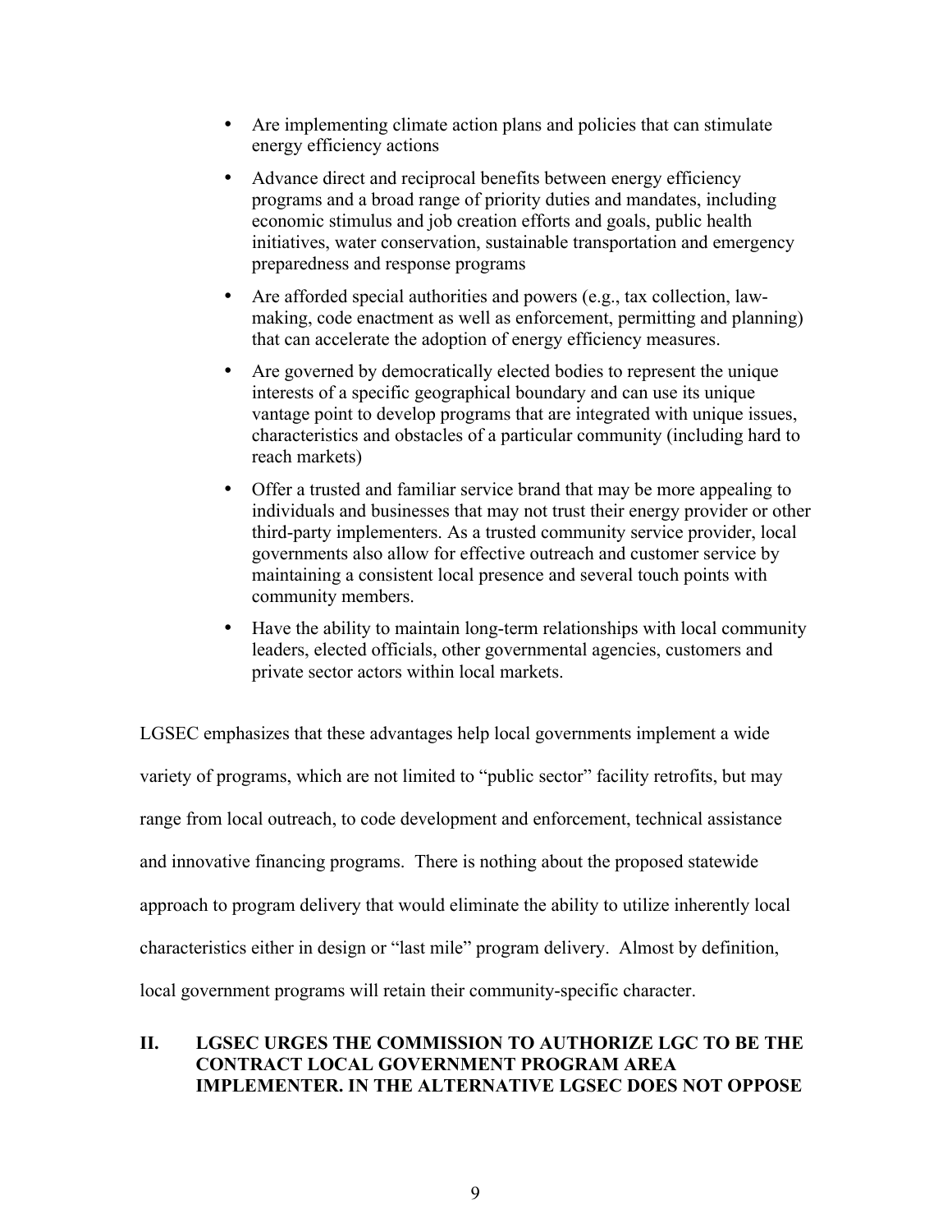- Are implementing climate action plans and policies that can stimulate energy efficiency actions
- Advance direct and reciprocal benefits between energy efficiency programs and a broad range of priority duties and mandates, including economic stimulus and job creation efforts and goals, public health initiatives, water conservation, sustainable transportation and emergency preparedness and response programs
- Are afforded special authorities and powers (e.g., tax collection, law-making, code enactment as well as enforcement, permitting and planning) that can accelerate the adoption of energy efficiency measures.
- Are governed by democratically elected bodies to represent the unique interests of a specific geographical boundary and can use its unique vantage point to develop programs that are integrated with unique issues, characteristics and obstacles of a particular community (including hard to reach markets)
- Offer a trusted and familiar service brand that may be more appealing to individuals and businesses that may not trust their energy provider or other third-party implementers. As a trusted community service provider, local governments also allow for effective outreach and customer service by maintaining a consistent local presence and several touch points with community members.
- Have the ability to maintain long-term relationships with local community leaders, elected officials, other governmental agencies, customers and private sector actors within local markets.

LGSEC emphasizes that these advantages help local governments implement a wide variety of programs, which are not limited to "public sector" facility retrofits, but may range from local outreach, to code development and enforcement, technical assistance and innovative financing programs. There is nothing about the proposed statewide approach to program delivery that would eliminate the ability to utilize inherently local characteristics either in design or "last mile" program delivery. Almost by definition, local government programs will retain their community-specific character.

## II. LGSEC URGES THE COMMISSION TO AUTHORIZE LGC TO BE THE CONTRACT LOCAL GOVERNMENT PROGRAM AREA IMPLEMENTER. IN THE ALTERNATIVE LGSEC DOES NOT OPPOSE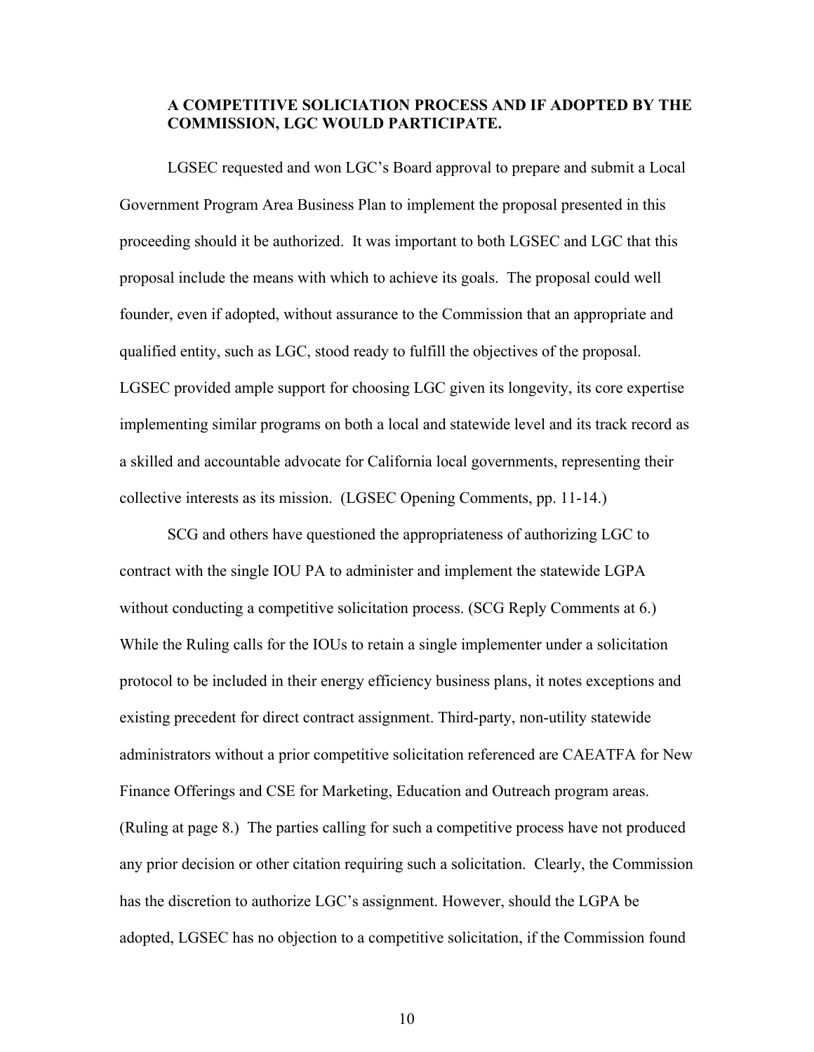**A COMPETITIVE SOLICIATION PROCESS AND IF ADOPTED BY THE COMMISSION, LGC WOULD PARTICIPATE.**

LGSEC requested and won LGC's Board approval to prepare and submit a Local Government Program Area Business Plan to implement the proposal presented in this proceeding should it be authorized. It was important to both LGSEC and LGC that this proposal include the means with which to achieve its goals. The proposal could well founder, even if adopted, without assurance to the Commission that an appropriate and qualified entity, such as LGC, stood ready to fulfill the objectives of the proposal. LGSEC provided ample support for choosing LGC given its longevity, its core expertise implementing similar programs on both a local and statewide level and its track record as a skilled and accountable advocate for California local governments, representing their collective interests as its mission. (LGSEC Opening Comments, pp. 11-14.)

SCG and others have questioned the appropriateness of authorizing LGC to contract with the single IOU PA to administer and implement the statewide LGPA without conducting a competitive solicitation process. (SCG Reply Comments at 6.) While the Ruling calls for the IOUs to retain a single implementer under a solicitation protocol to be included in their energy efficiency business plans, it notes exceptions and existing precedent for direct contract assignment. Third-party, non-utility statewide administrators without a prior competitive solicitation referenced are CAEATFA for New Finance Offerings and CSE for Marketing, Education and Outreach program areas. (Ruling at page 8.) The parties calling for such a competitive process have not produced any prior decision or other citation requiring such a solicitation. Clearly, the Commission has the discretion to authorize LGC's assignment. However, should the LGPA be adopted, LGSEC has no objection to a competitive solicitation, if the Commission found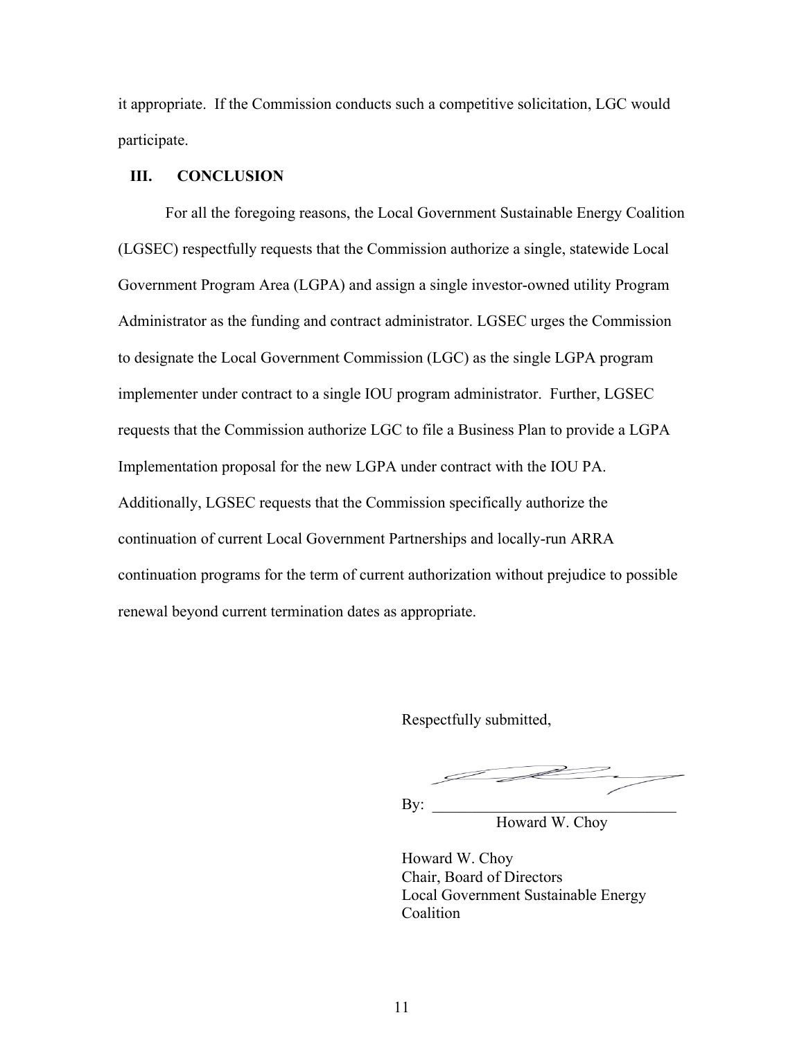it appropriate. If the Commission conducts such a competitive solicitation, LGC would participate.

## III. CONCLUSION

For all the foregoing reasons, the Local Government Sustainable Energy Coalition (LGSEC) respectfully requests that the Commission authorize a single, statewide Local Government Program Area (LGPA) and assign a single investor-owned utility Program Administrator as the funding and contract administrator. LGSEC urges the Commission to designate the Local Government Commission (LGC) as the single LGPA program implementer under contract to a single IOU program administrator. Further, LGSEC requests that the Commission authorize LGC to file a Business Plan to provide a LGPA Implementation proposal for the new LGPA under contract with the IOU PA. Additionally, LGSEC requests that the Commission specifically authorize the continuation of current Local Government Partnerships and locally-run ARRA continuation programs for the term of current authorization without prejudice to possible renewal beyond current termination dates as appropriate.

Respectfully submitted,

By: ______________________________
Howard W. Choy

Howard W. Choy
Chair, Board of Directors
Local Government Sustainable Energy Coalition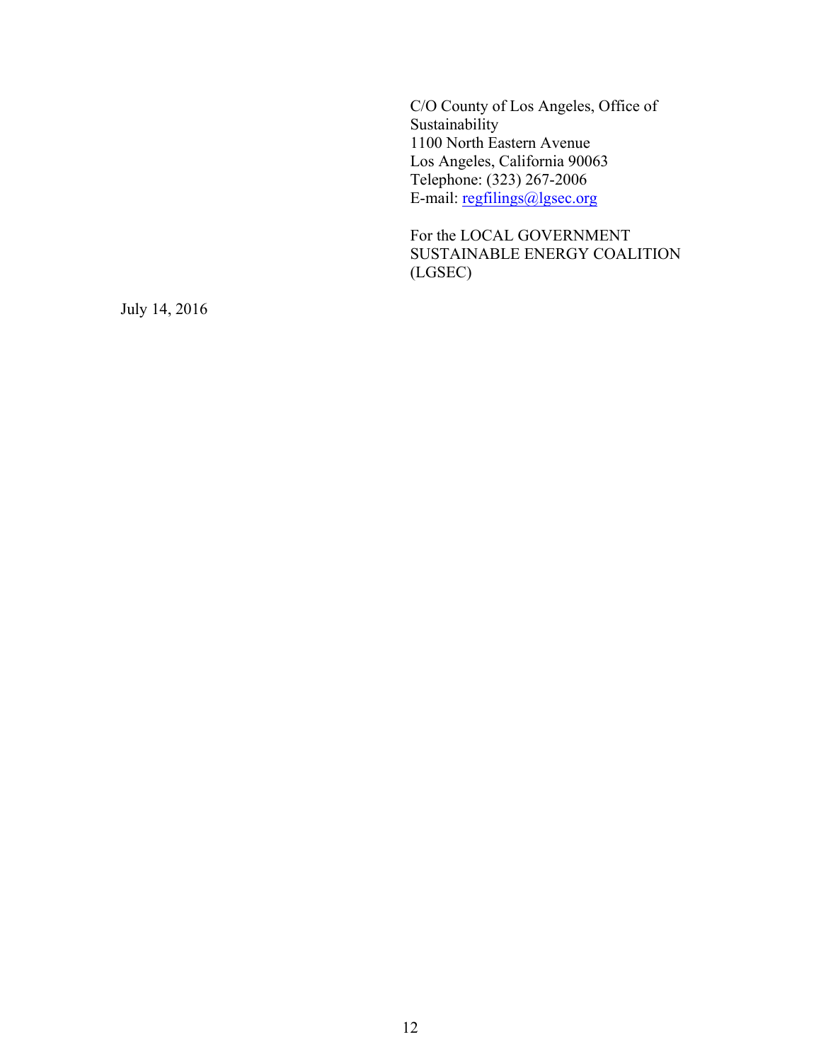C/O County of Los Angeles, Office of Sustainability
1100 North Eastern Avenue
Los Angeles, California 90063
Telephone: (323) 267-2006
E-mail: regfilings@lgsec.org

For the LOCAL GOVERNMENT SUSTAINABLE ENERGY COALITION (LGSEC)

July 14, 2016